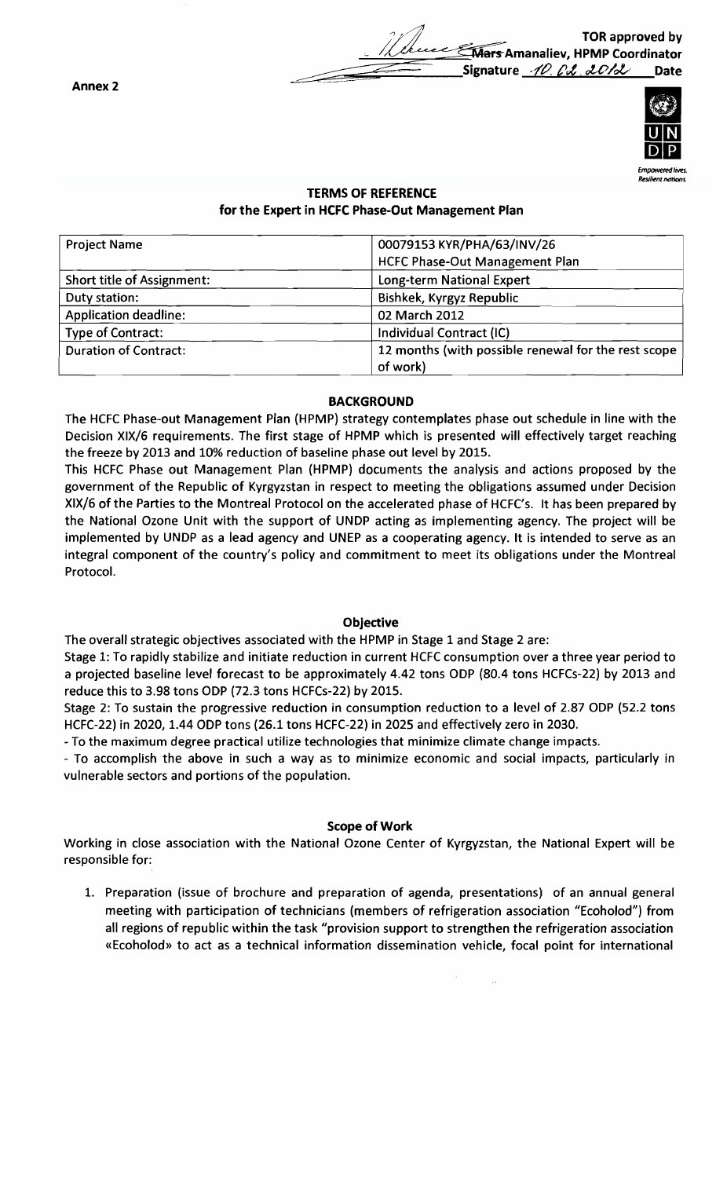**TOR approved by**
**~~Mars~~ Amanaliev, HPMP Coordinator**
**Signature** 10.02.2012 **Date**

**Annex 2**

Empowered lives.
Resilient nations.

# TERMS OF REFERENCE
## for the Expert in HCFC Phase-Out Management Plan

| Project Name | 00079153 KYR/PHA/63/INV/26<br>HCFC Phase-Out Management Plan |
|---|---|
| Short title of Assignment: | Long-term National Expert |
| Duty station: | Bishkek, Kyrgyz Republic |
| Application deadline: | 02 March 2012 |
| Type of Contract: | Individual Contract (IC) |
| Duration of Contract: | 12 months (with possible renewal for the rest scope of work) |

### BACKGROUND

The HCFC Phase-out Management Plan (HPMP) strategy contemplates phase out schedule in line with the Decision XIX/6 requirements. The first stage of HPMP which is presented will effectively target reaching the freeze by 2013 and 10% reduction of baseline phase out level by 2015.

This HCFC Phase out Management Plan (HPMP) documents the analysis and actions proposed by the government of the Republic of Kyrgyzstan in respect to meeting the obligations assumed under Decision XIX/6 of the Parties to the Montreal Protocol on the accelerated phase of HCFC's. It has been prepared by the National Ozone Unit with the support of UNDP acting as implementing agency. The project will be implemented by UNDP as a lead agency and UNEP as a cooperating agency. It is intended to serve as an integral component of the country's policy and commitment to meet its obligations under the Montreal Protocol.

### Objective

The overall strategic objectives associated with the HPMP in Stage 1 and Stage 2 are:

Stage 1: To rapidly stabilize and initiate reduction in current HCFC consumption over a three year period to a projected baseline level forecast to be approximately 4.42 tons ODP (80.4 tons HCFCs-22) by 2013 and reduce this to 3.98 tons ODP (72.3 tons HCFCs-22) by 2015.

Stage 2: To sustain the progressive reduction in consumption reduction to a level of 2.87 ODP (52.2 tons HCFC-22) in 2020, 1.44 ODP tons (26.1 tons HCFC-22) in 2025 and effectively zero in 2030.

- To the maximum degree practical utilize technologies that minimize climate change impacts.
- To accomplish the above in such a way as to minimize economic and social impacts, particularly in vulnerable sectors and portions of the population.

### Scope of Work

Working in close association with the National Ozone Center of Kyrgyzstan, the National Expert will be responsible for:

1. Preparation (issue of brochure and preparation of agenda, presentations) of an annual general meeting with participation of technicians (members of refrigeration association "Ecoholod") from all regions of republic within the task "provision support to strengthen the refrigeration association «Ecoholod» to act as a technical information dissemination vehicle, focal point for international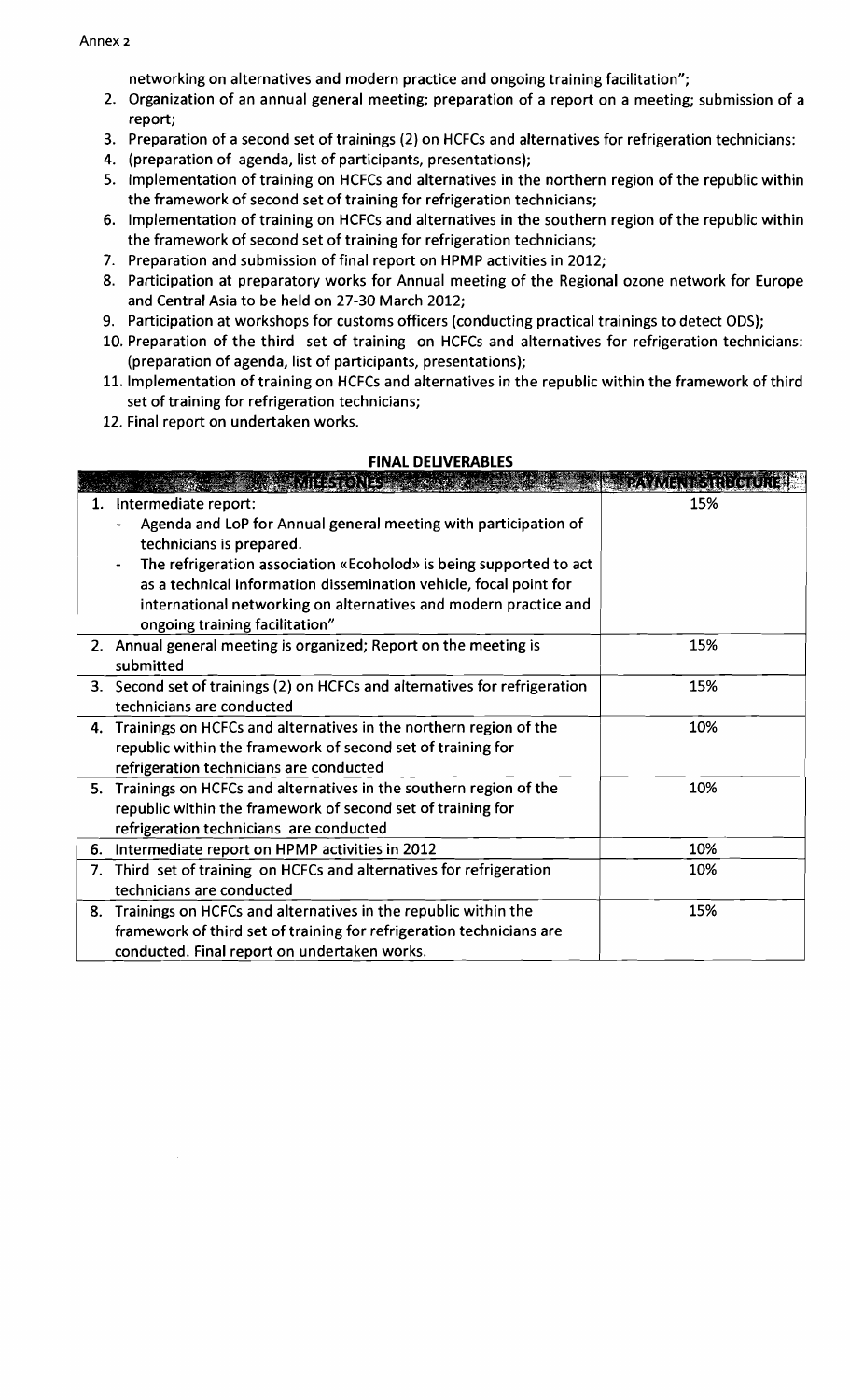Annex 2

networking on alternatives and modern practice and ongoing training facilitation";

2. Organization of an annual general meeting; preparation of a report on a meeting; submission of a report;
3. Preparation of a second set of trainings (2) on HCFCs and alternatives for refrigeration technicians:
4. (preparation of agenda, list of participants, presentations);
5. Implementation of training on HCFCs and alternatives in the northern region of the republic within the framework of second set of training for refrigeration technicians;
6. Implementation of training on HCFCs and alternatives in the southern region of the republic within the framework of second set of training for refrigeration technicians;
7. Preparation and submission of final report on HPMP activities in 2012;
8. Participation at preparatory works for Annual meeting of the Regional ozone network for Europe and Central Asia to be held on 27-30 March 2012;
9. Participation at workshops for customs officers (conducting practical trainings to detect ODS);
10. Preparation of the third set of training on HCFCs and alternatives for refrigeration technicians: (preparation of agenda, list of participants, presentations);
11. Implementation of training on HCFCs and alternatives in the republic within the framework of third set of training for refrigeration technicians;
12. Final report on undertaken works.

**FINAL DELIVERABLES**

| MILESTONES | PAYMENT STRUCTURE |
|---|---|
| 1. Intermediate report:<br>- Agenda and LoP for Annual general meeting with participation of technicians is prepared.<br>- The refrigeration association «Ecohold» is being supported to act as a technical information dissemination vehicle, focal point for international networking on alternatives and modern practice and ongoing training facilitation" | 15% |
| 2. Annual general meeting is organized; Report on the meeting is submitted | 15% |
| 3. Second set of trainings (2) on HCFCs and alternatives for refrigeration technicians are conducted | 15% |
| 4. Trainings on HCFCs and alternatives in the northern region of the republic within the framework of second set of training for refrigeration technicians are conducted | 10% |
| 5. Trainings on HCFCs and alternatives in the southern region of the republic within the framework of second set of training for refrigeration technicians are conducted | 10% |
| 6. Intermediate report on HPMP activities in 2012 | 10% |
| 7. Third set of training on HCFCs and alternatives for refrigeration technicians are conducted | 10% |
| 8. Trainings on HCFCs and alternatives in the republic within the framework of third set of training for refrigeration technicians are conducted. Final report on undertaken works. | 15% |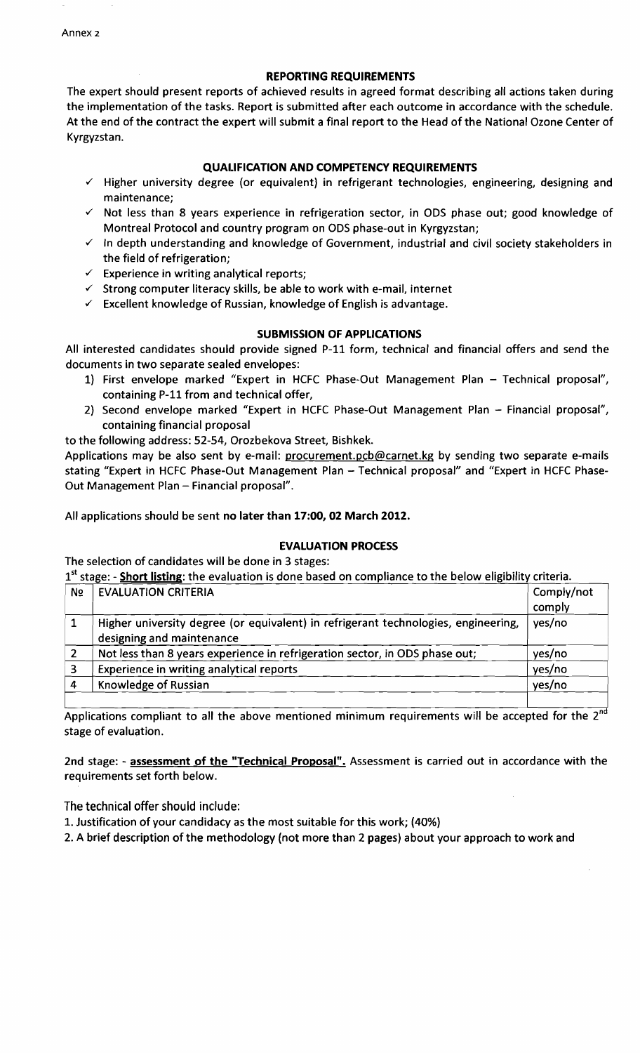Annex 2

## REPORTING REQUIREMENTS

The expert should present reports of achieved results in agreed format describing all actions taken during the implementation of the tasks. Report is submitted after each outcome in accordance with the schedule. At the end of the contract the expert will submit a final report to the Head of the National Ozone Center of Kyrgyzstan.

## QUALIFICATION AND COMPETENCY REQUIREMENTS

- ✓ Higher university degree (or equivalent) in refrigerant technologies, engineering, designing and maintenance;
- ✓ Not less than 8 years experience in refrigeration sector, in ODS phase out; good knowledge of Montreal Protocol and country program on ODS phase-out in Kyrgyzstan;
- ✓ In depth understanding and knowledge of Government, industrial and civil society stakeholders in the field of refrigeration;
- ✓ Experience in writing analytical reports;
- ✓ Strong computer literacy skills, be able to work with e-mail, internet
- ✓ Excellent knowledge of Russian, knowledge of English is advantage.

## SUBMISSION OF APPLICATIONS

All interested candidates should provide signed P-11 form, technical and financial offers and send the documents in two separate sealed envelopes:

1) First envelope marked "Expert in HCFC Phase-Out Management Plan – Technical proposal", containing P-11 from and technical offer,
2) Second envelope marked "Expert in HCFC Phase-Out Management Plan – Financial proposal", containing financial proposal

to the following address: 52-54, Orozbekova Street, Bishkek.

Applications may be also sent by e-mail: procurement.pcb@carnet.kg by sending two separate e-mails stating "Expert in HCFC Phase-Out Management Plan – Technical proposal" and "Expert in HCFC Phase-Out Management Plan – Financial proposal".

All applications should be sent **no later than 17:00, 02 March 2012.**

## EVALUATION PROCESS

The selection of candidates will be done in 3 stages:

1st stage: - **Short listing**: the evaluation is done based on compliance to the below eligibility criteria.

| № | EVALUATION CRITERIA | Comply/not comply |
|---|---|---|
| 1 | Higher university degree (or equivalent) in refrigerant technologies, engineering, designing and maintenance | yes/no |
| 2 | Not less than 8 years experience in refrigeration sector, in ODS phase out; | yes/no |
| 3 | Experience in writing analytical reports | yes/no |
| 4 | Knowledge of Russian | yes/no |
| | | |

Applications compliant to all the above mentioned minimum requirements will be accepted for the 2nd stage of evaluation.

2nd stage: - **assessment of the "Technical Proposal".** Assessment is carried out in accordance with the requirements set forth below.

The technical offer should include:

1. Justification of your candidacy as the most suitable for this work; (40%)
2. A brief description of the methodology (not more than 2 pages) about your approach to work and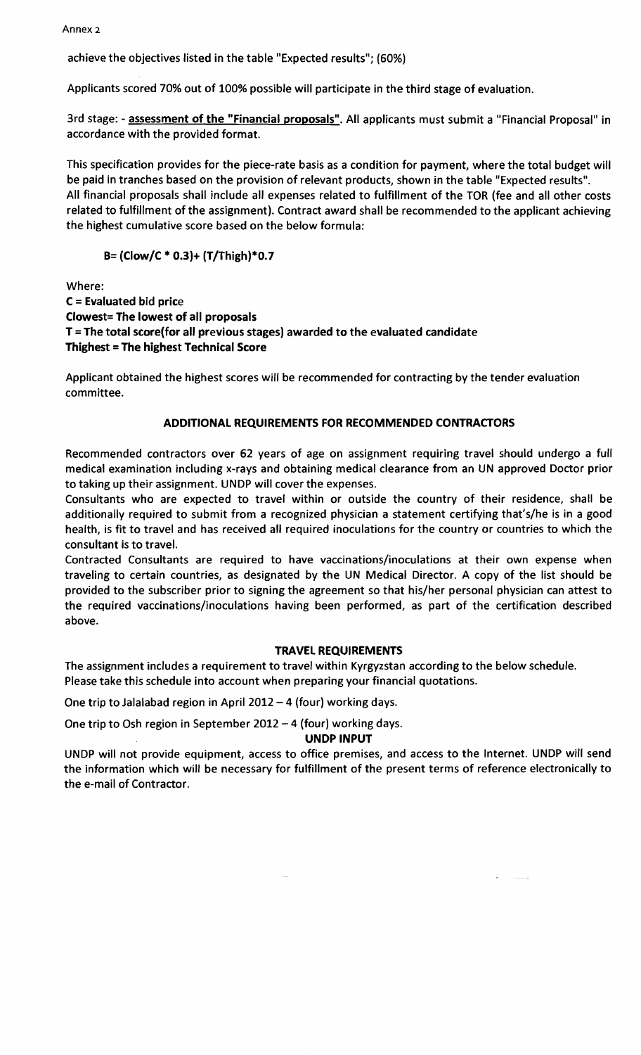Annex 2

achieve the objectives listed in the table "Expected results"; (60%)

Applicants scored 70% out of 100% possible will participate in the third stage of evaluation.

3rd stage: - **assessment of the "Financial proposals"**. All applicants must submit a "Financial Proposal" in accordance with the provided format.

This specification provides for the piece-rate basis as a condition for payment, where the total budget will be paid in tranches based on the provision of relevant products, shown in the table "Expected results".
All financial proposals shall include all expenses related to fulfillment of the TOR (fee and all other costs related to fulfillment of the assignment). Contract award shall be recommended to the applicant achieving the highest cumulative score based on the below formula:

$$B = (C_{low}/C * 0.3) + (T/T_{high}) * 0.7$$

Where:
**C = Evaluated bid price**
**Clowest= The lowest of all proposals**
**T = The total score(for all previous stages) awarded to the evaluated candidate**
**Thighest = The highest Technical Score**

Applicant obtained the highest scores will be recommended for contracting by the tender evaluation committee.

## ADDITIONAL REQUIREMENTS FOR RECOMMENDED CONTRACTORS

Recommended contractors over 62 years of age on assignment requiring travel should undergo a full medical examination including x-rays and obtaining medical clearance from an UN approved Doctor prior to taking up their assignment. UNDP will cover the expenses.
Consultants who are expected to travel within or outside the country of their residence, shall be additionally required to submit from a recognized physician a statement certifying that's/he is in a good health, is fit to travel and has received all required inoculations for the country or countries to which the consultant is to travel.
Contracted Consultants are required to have vaccinations/inoculations at their own expense when traveling to certain countries, as designated by the UN Medical Director. A copy of the list should be provided to the subscriber prior to signing the agreement so that his/her personal physician can attest to the required vaccinations/inoculations having been performed, as part of the certification described above.

## TRAVEL REQUIREMENTS

The assignment includes a requirement to travel within Kyrgyzstan according to the below schedule.
Please take this schedule into account when preparing your financial quotations.

One trip to Jalalabad region in April 2012 – 4 (four) working days.

One trip to Osh region in September 2012 – 4 (four) working days.

## UNDP INPUT

UNDP will not provide equipment, access to office premises, and access to the Internet. UNDP will send the information which will be necessary for fulfillment of the present terms of reference electronically to the e-mail of Contractor.